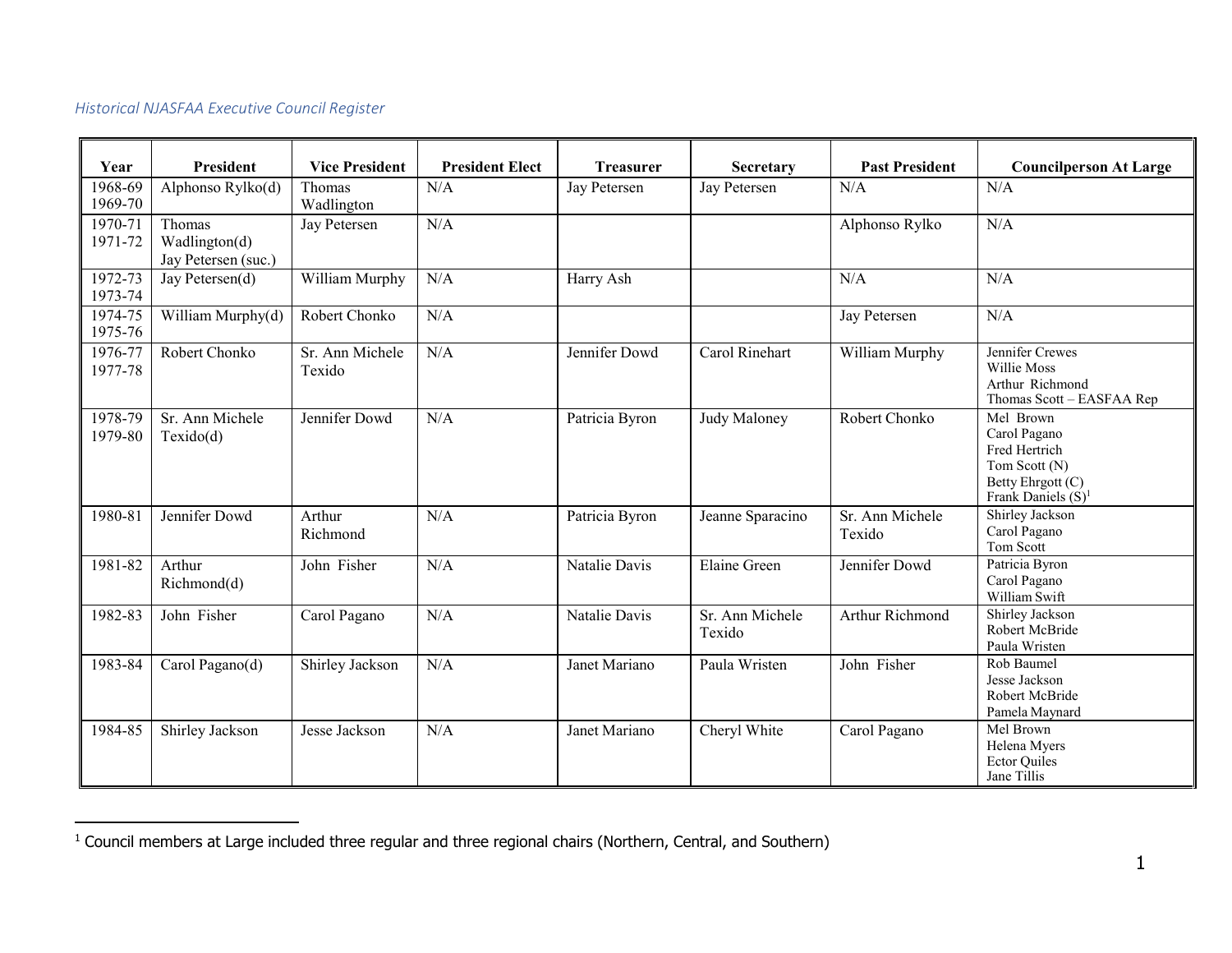*Historical NJASFAA Executive Council Register*

| Year | President | Vice President | President Elect | Treasurer | Secretary | Past President | Councilperson At Large |
|---|---|---|---|---|---|---|---|
| 1968-69<br>1969-70 | Alphonso Rylko(d) | Thomas Wadlington | N/A | Jay Petersen | Jay Petersen | N/A | N/A |
| 1970-71<br>1971-72 | Thomas Wadlington(d)<br>Jay Petersen (suc.) | Jay Petersen | N/A | | | Alphonso Rylko | N/A |
| 1972-73<br>1973-74 | Jay Petersen(d) | William Murphy | N/A | Harry Ash | | N/A | N/A |
| 1974-75<br>1975-76 | William Murphy(d) | Robert Chonko | N/A | | | Jay Petersen | N/A |
| 1976-77<br>1977-78 | Robert Chonko | Sr. Ann Michele Texido | N/A | Jennifer Dowd | Carol Rinehart | William Murphy | Jennifer Crewes<br>Willie Moss<br>Arthur Richmond<br>Thomas Scott – EASFAA Rep |
| 1978-79<br>1979-80 | Sr. Ann Michele Texido(d) | Jennifer Dowd | N/A | Patricia Byron | Judy Maloney | Robert Chonko | Mel Brown<br>Carol Pagano<br>Fred Hertrich<br>Tom Scott (N)<br>Betty Ehrgott (C)<br>Frank Daniels (S)[1] |
| 1980-81 | Jennifer Dowd | Arthur Richmond | N/A | Patricia Byron | Jeanne Sparacino | Sr. Ann Michele Texido | Shirley Jackson<br>Carol Pagano<br>Tom Scott |
| 1981-82 | Arthur Richmond(d) | John Fisher | N/A | Natalie Davis | Elaine Green | Jennifer Dowd | Patricia Byron<br>Carol Pagano<br>William Swift |
| 1982-83 | John Fisher | Carol Pagano | N/A | Natalie Davis | Sr. Ann Michele Texido | Arthur Richmond | Shirley Jackson<br>Robert McBride<br>Paula Wristen |
| 1983-84 | Carol Pagano(d) | Shirley Jackson | N/A | Janet Mariano | Paula Wristen | John Fisher | Rob Baumel<br>Jesse Jackson<br>Robert McBride<br>Pamela Maynard |
| 1984-85 | Shirley Jackson | Jesse Jackson | N/A | Janet Mariano | Cheryl White | Carol Pagano | Mel Brown<br>Helena Myers<br>Ector Quiles<br>Jane Tillis |

[1] Council members at Large included three regular and three regional chairs (Northern, Central, and Southern)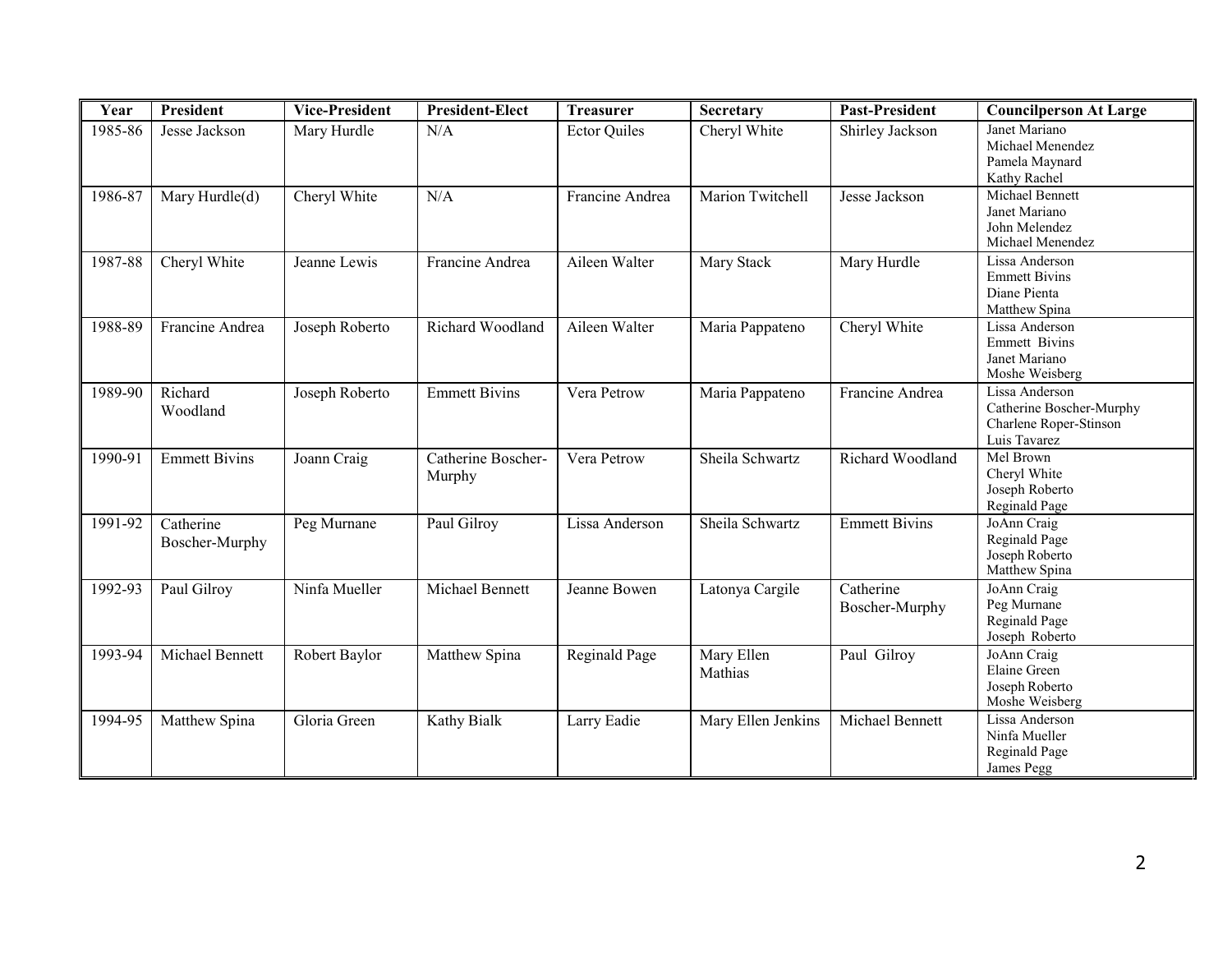| Year | President | Vice-President | President-Elect | Treasurer | Secretary | Past-President | Councilperson At Large |
|---|---|---|---|---|---|---|---|
| 1985-86 | Jesse Jackson | Mary Hurdle | N/A | Ector Quiles | Cheryl White | Shirley Jackson | Janet Mariano<br>Michael Menendez<br>Pamela Maynard<br>Kathy Rachel |
| 1986-87 | Mary Hurdle(d) | Cheryl White | N/A | Francine Andrea | Marion Twitchell | Jesse Jackson | Michael Bennett<br>Janet Mariano<br>John Melendez<br>Michael Menendez |
| 1987-88 | Cheryl White | Jeanne Lewis | Francine Andrea | Aileen Walter | Mary Stack | Mary Hurdle | Lissa Anderson<br>Emmett Bivins<br>Diane Pienta<br>Matthew Spina |
| 1988-89 | Francine Andrea | Joseph Roberto | Richard Woodland | Aileen Walter | Maria Pappateno | Cheryl White | Lissa Anderson<br>Emmett Bivins<br>Janet Mariano<br>Moshe Weisberg |
| 1989-90 | Richard Woodland | Joseph Roberto | Emmett Bivins | Vera Petrow | Maria Pappateno | Francine Andrea | Lissa Anderson<br>Catherine Boscher-Murphy<br>Charlene Roper-Stinson<br>Luis Tavarez |
| 1990-91 | Emmett Bivins | Joann Craig | Catherine Boscher-Murphy | Vera Petrow | Sheila Schwartz | Richard Woodland | Mel Brown<br>Cheryl White<br>Joseph Roberto<br>Reginald Page |
| 1991-92 | Catherine Boscher-Murphy | Peg Murnane | Paul Gilroy | Lissa Anderson | Sheila Schwartz | Emmett Bivins | JoAnn Craig<br>Reginald Page<br>Joseph Roberto<br>Matthew Spina |
| 1992-93 | Paul Gilroy | Ninfa Mueller | Michael Bennett | Jeanne Bowen | Latonya Cargile | Catherine Boscher-Murphy | JoAnn Craig<br>Peg Murnane<br>Reginald Page<br>Joseph Roberto |
| 1993-94 | Michael Bennett | Robert Baylor | Matthew Spina | Reginald Page | Mary Ellen Mathias | Paul Gilroy | JoAnn Craig<br>Elaine Green<br>Joseph Roberto<br>Moshe Weisberg |
| 1994-95 | Matthew Spina | Gloria Green | Kathy Bialk | Larry Eadie | Mary Ellen Jenkins | Michael Bennett | Lissa Anderson<br>Ninfa Mueller<br>Reginald Page<br>James Pegg |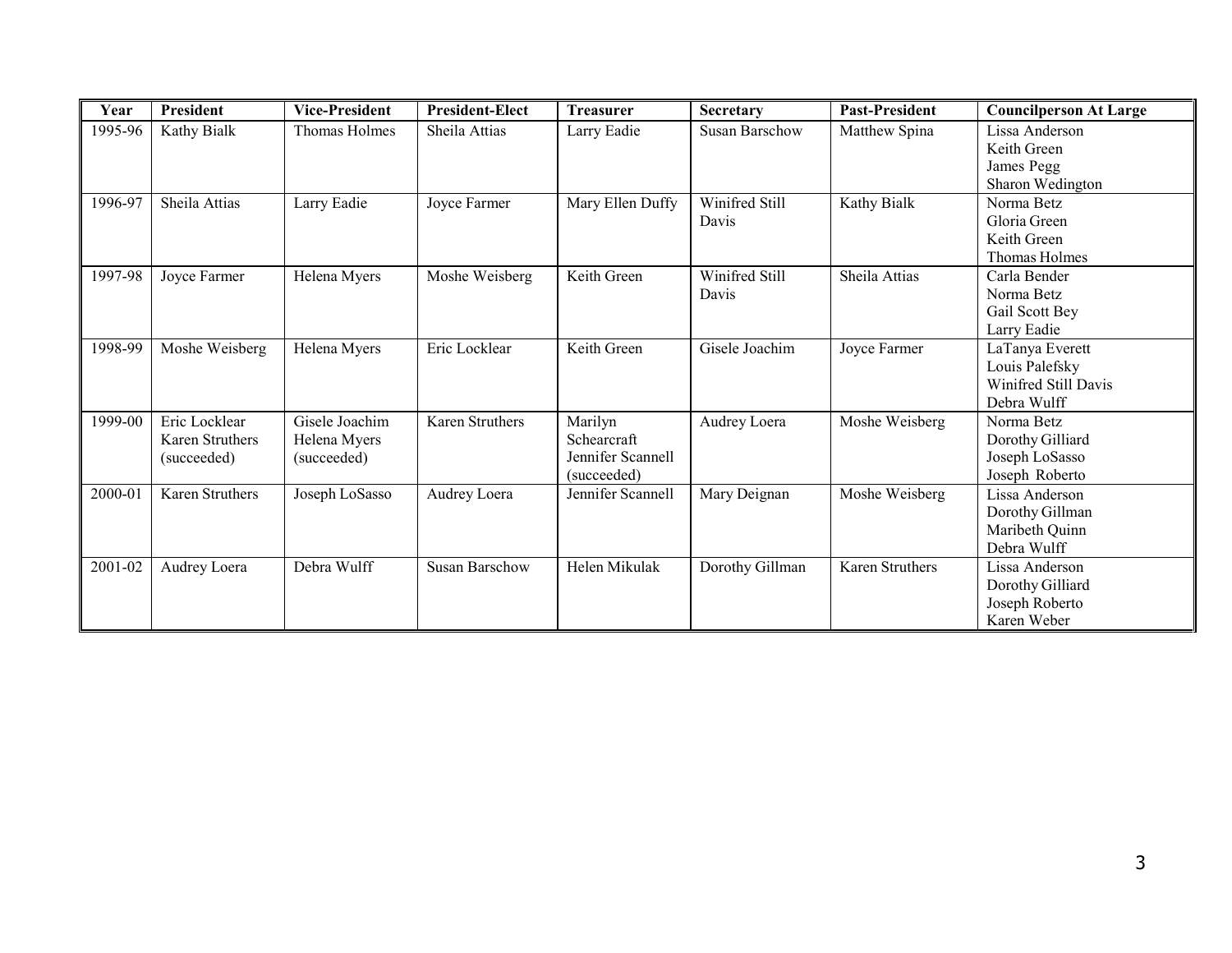| Year | President | Vice-President | President-Elect | Treasurer | Secretary | Past-President | Councilperson At Large |
|---|---|---|---|---|---|---|---|
| 1995-96 | Kathy Bialk | Thomas Holmes | Sheila Attias | Larry Eadie | Susan Barschow | Matthew Spina | Lissa Anderson<br>Keith Green<br>James Pegg<br>Sharon Wedington |
| 1996-97 | Sheila Attias | Larry Eadie | Joyce Farmer | Mary Ellen Duffy | Winifred Still Davis | Kathy Bialk | Norma Betz<br>Gloria Green<br>Keith Green<br>Thomas Holmes |
| 1997-98 | Joyce Farmer | Helena Myers | Moshe Weisberg | Keith Green | Winifred Still Davis | Sheila Attias | Carla Bender<br>Norma Betz<br>Gail Scott Bey<br>Larry Eadie |
| 1998-99 | Moshe Weisberg | Helena Myers | Eric Locklear | Keith Green | Gisele Joachim | Joyce Farmer | LaTanya Everett<br>Louis Palefsky<br>Winifred Still Davis<br>Debra Wulff |
| 1999-00 | Eric Locklear<br>Karen Struthers<br>(succeeded) | Gisele Joachim<br>Helena Myers<br>(succeeded) | Karen Struthers | Marilyn Schearcraft<br>Jennifer Scannell<br>(succeeded) | Audrey Loera | Moshe Weisberg | Norma Betz<br>Dorothy Gilliard<br>Joseph LoSasso<br>Joseph Roberto |
| 2000-01 | Karen Struthers | Joseph LoSasso | Audrey Loera | Jennifer Scannell | Mary Deignan | Moshe Weisberg | Lissa Anderson<br>Dorothy Gillman<br>Maribeth Quinn<br>Debra Wulff |
| 2001-02 | Audrey Loera | Debra Wulff | Susan Barschow | Helen Mikulak | Dorothy Gillman | Karen Struthers | Lissa Anderson<br>Dorothy Gilliard<br>Joseph Roberto<br>Karen Weber |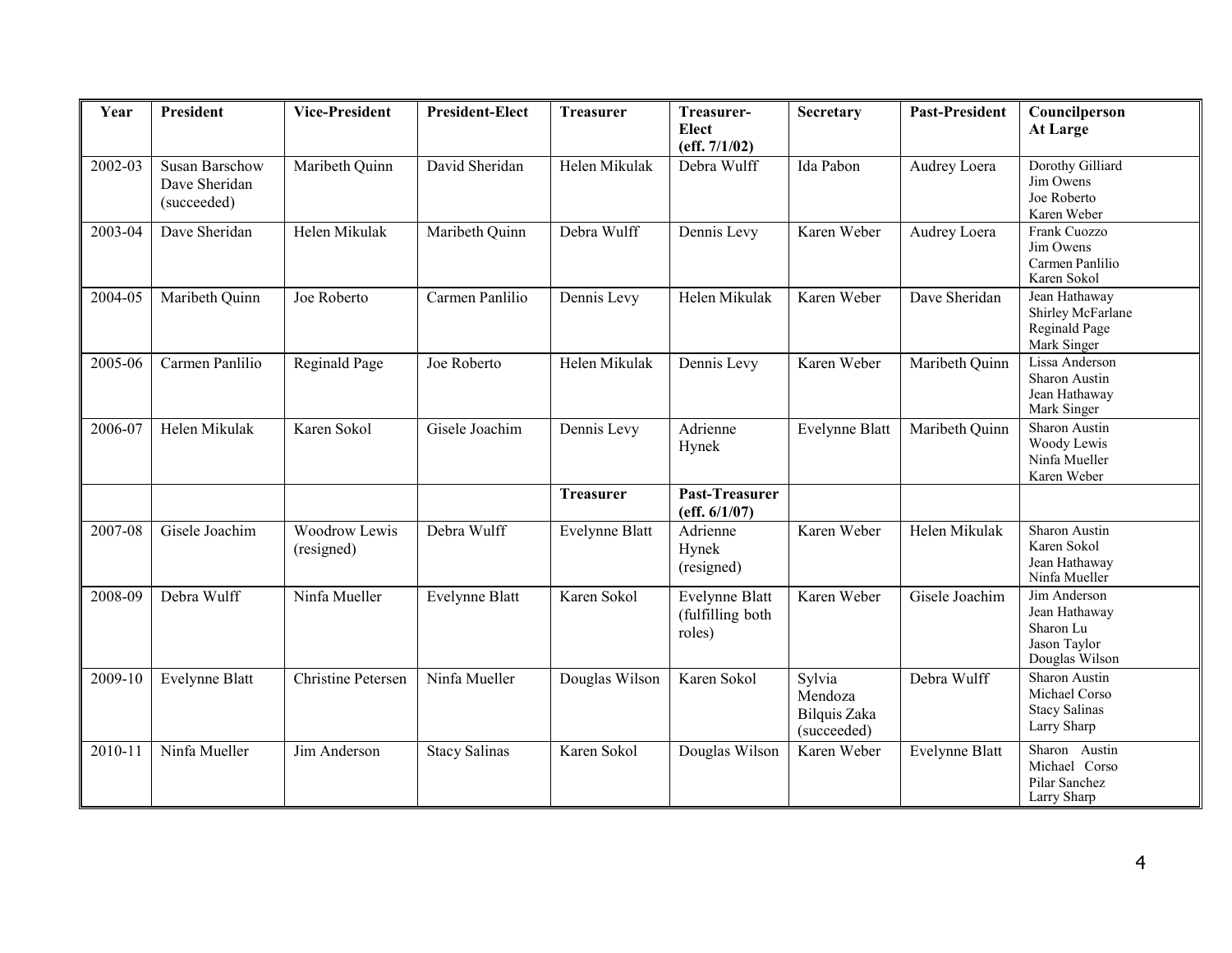| Year | President | Vice-President | President-Elect | Treasurer | Treasurer-Elect (eff. 7/1/02) | Secretary | Past-President | Councilperson At Large |
|---|---|---|---|---|---|---|---|---|
| 2002-03 | Susan Barschow<br>Dave Sheridan (succeeded) | Maribeth Quinn | David Sheridan | Helen Mikulak | Debra Wulff | Ida Pabon | Audrey Loera | Dorothy Gilliard<br>Jim Owens<br>Joe Roberto<br>Karen Weber |
| 2003-04 | Dave Sheridan | Helen Mikulak | Maribeth Quinn | Debra Wulff | Dennis Levy | Karen Weber | Audrey Loera | Frank Cuozzo<br>Jim Owens<br>Carmen Panlilio<br>Karen Sokol |
| 2004-05 | Maribeth Quinn | Joe Roberto | Carmen Panlilio | Dennis Levy | Helen Mikulak | Karen Weber | Dave Sheridan | Jean Hathaway<br>Shirley McFarlane<br>Reginald Page<br>Mark Singer |
| 2005-06 | Carmen Panlilio | Reginald Page | Joe Roberto | Helen Mikulak | Dennis Levy | Karen Weber | Maribeth Quinn | Lissa Anderson<br>Sharon Austin<br>Jean Hathaway<br>Mark Singer |
| 2006-07 | Helen Mikulak | Karen Sokol | Gisele Joachim | Dennis Levy | Adrienne Hynek | Evelynne Blatt | Maribeth Quinn | Sharon Austin<br>Woody Lewis<br>Ninfa Mueller<br>Karen Weber |
| | | | | **Treasurer** | **Past-Treasurer (eff. 6/1/07)** | | | |
| 2007-08 | Gisele Joachim | Woodrow Lewis (resigned) | Debra Wulff | Evelynne Blatt | Adrienne Hynek (resigned) | Karen Weber | Helen Mikulak | Sharon Austin<br>Karen Sokol<br>Jean Hathaway<br>Ninfa Mueller |
| 2008-09 | Debra Wulff | Ninfa Mueller | Evelynne Blatt | Karen Sokol | Evelynne Blatt (fulfilling both roles) | Karen Weber | Gisele Joachim | Jim Anderson<br>Jean Hathaway<br>Sharon Lu<br>Jason Taylor<br>Douglas Wilson |
| 2009-10 | Evelynne Blatt | Christine Petersen | Ninfa Mueller | Douglas Wilson | Karen Sokol | Sylvia Mendoza<br>Bilquis Zaka (succeeded) | Debra Wulff | Sharon Austin<br>Michael Corso<br>Stacy Salinas<br>Larry Sharp |
| 2010-11 | Ninfa Mueller | Jim Anderson | Stacy Salinas | Karen Sokol | Douglas Wilson | Karen Weber | Evelynne Blatt | Sharon Austin<br>Michael Corso<br>Pilar Sanchez<br>Larry Sharp |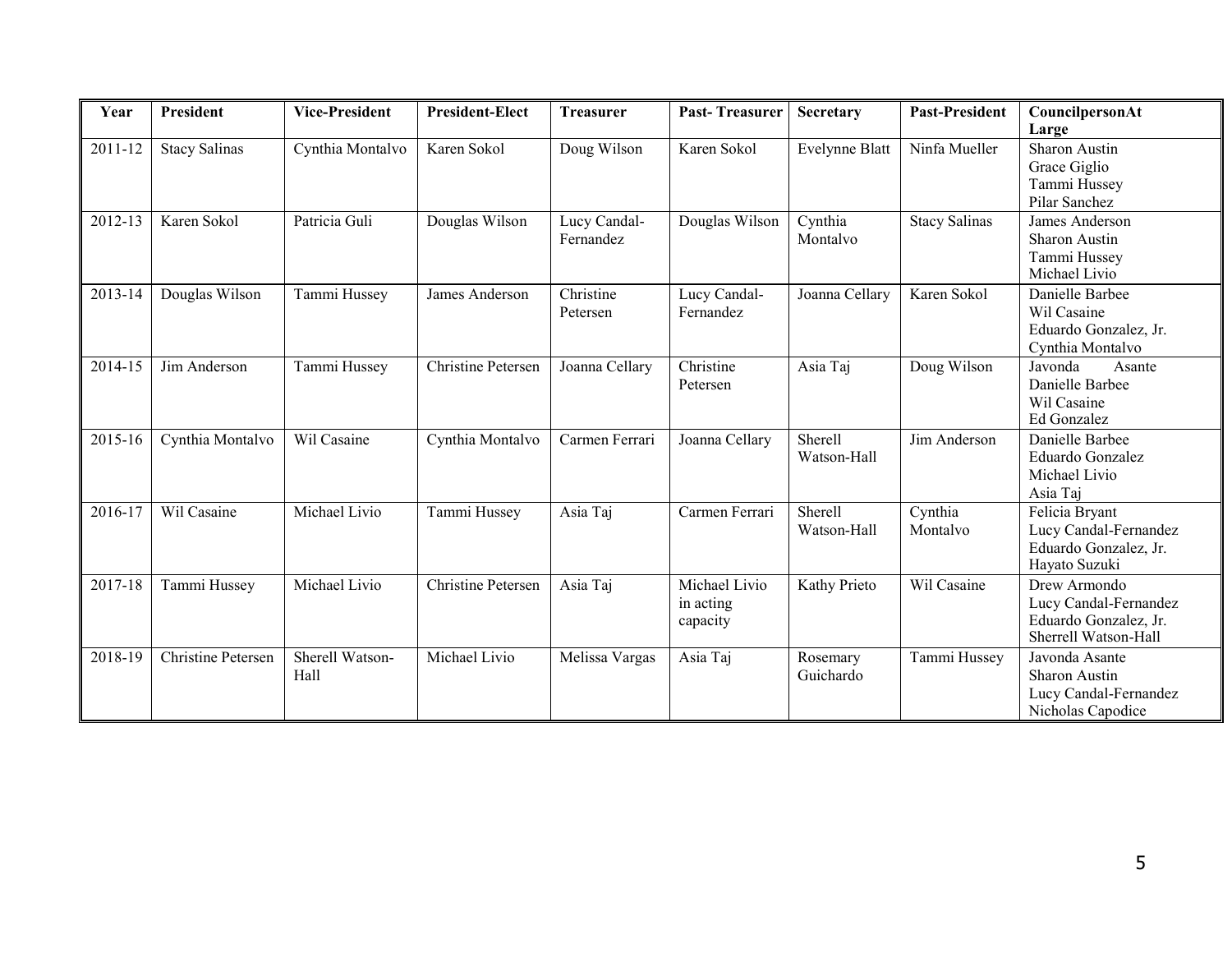| Year | President | Vice-President | President-Elect | Treasurer | Past- Treasurer | Secretary | Past-President | CouncilpersonAt Large |
|---|---|---|---|---|---|---|---|---|
| 2011-12 | Stacy Salinas | Cynthia Montalvo | Karen Sokol | Doug Wilson | Karen Sokol | Evelynne Blatt | Ninfa Mueller | Sharon Austin<br>Grace Giglio<br>Tammi Hussey<br>Pilar Sanchez |
| 2012-13 | Karen Sokol | Patricia Guli | Douglas Wilson | Lucy Candal-Fernandez | Douglas Wilson | Cynthia Montalvo | Stacy Salinas | James Anderson<br>Sharon Austin<br>Tammi Hussey<br>Michael Livio |
| 2013-14 | Douglas Wilson | Tammi Hussey | James Anderson | Christine Petersen | Lucy Candal-Fernandez | Joanna Cellary | Karen Sokol | Danielle Barbee<br>Wil Casaine<br>Eduardo Gonzalez, Jr.<br>Cynthia Montalvo |
| 2014-15 | Jim Anderson | Tammi Hussey | Christine Petersen | Joanna Cellary | Christine Petersen | Asia Taj | Doug Wilson | Javonda Asante<br>Danielle Barbee<br>Wil Casaine<br>Ed Gonzalez |
| 2015-16 | Cynthia Montalvo | Wil Casaine | Cynthia Montalvo | Carmen Ferrari | Joanna Cellary | Sherell Watson-Hall | Jim Anderson | Danielle Barbee<br>Eduardo Gonzalez<br>Michael Livio<br>Asia Taj |
| 2016-17 | Wil Casaine | Michael Livio | Tammi Hussey | Asia Taj | Carmen Ferrari | Sherell Watson-Hall | Cynthia Montalvo | Felicia Bryant<br>Lucy Candal-Fernandez<br>Eduardo Gonzalez, Jr.<br>Hayato Suzuki |
| 2017-18 | Tammi Hussey | Michael Livio | Christine Petersen | Asia Taj | Michael Livio in acting capacity | Kathy Prieto | Wil Casaine | Drew Armondo<br>Lucy Candal-Fernandez<br>Eduardo Gonzalez, Jr.<br>Sherrell Watson-Hall |
| 2018-19 | Christine Petersen | Sherell Watson-Hall | Michael Livio | Melissa Vargas | Asia Taj | Rosemary Guichardo | Tammi Hussey | Javonda Asante<br>Sharon Austin<br>Lucy Candal-Fernandez<br>Nicholas Capodice |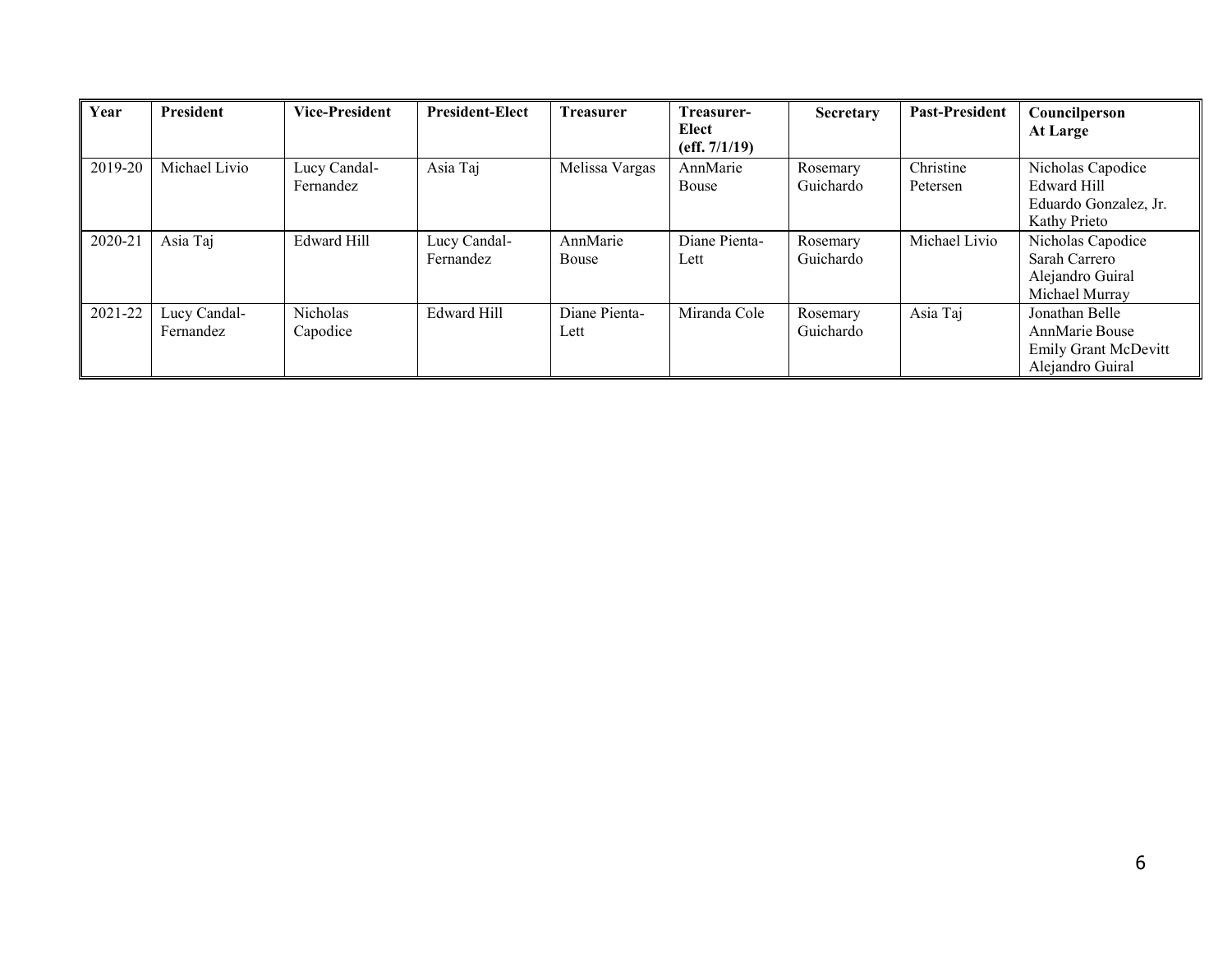| Year | President | Vice-President | President-Elect | Treasurer | Treasurer-Elect (eff. 7/1/19) | Secretary | Past-President | Councilperson At Large |
|---|---|---|---|---|---|---|---|---|
| 2019-20 | Michael Livio | Lucy Candal-Fernandez | Asia Taj | Melissa Vargas | AnnMarie Bouse | Rosemary Guichardo | Christine Petersen | Nicholas Capodice<br>Edward Hill<br>Eduardo Gonzalez, Jr.<br>Kathy Prieto |
| 2020-21 | Asia Taj | Edward Hill | Lucy Candal-Fernandez | AnnMarie Bouse | Diane Pienta-Lett | Rosemary Guichardo | Michael Livio | Nicholas Capodice<br>Sarah Carrero<br>Alejandro Guiral<br>Michael Murray |
| 2021-22 | Lucy Candal-Fernandez | Nicholas Capodice | Edward Hill | Diane Pienta-Lett | Miranda Cole | Rosemary Guichardo | Asia Taj | Jonathan Belle<br>AnnMarie Bouse<br>Emily Grant McDevitt<br>Alejandro Guiral |